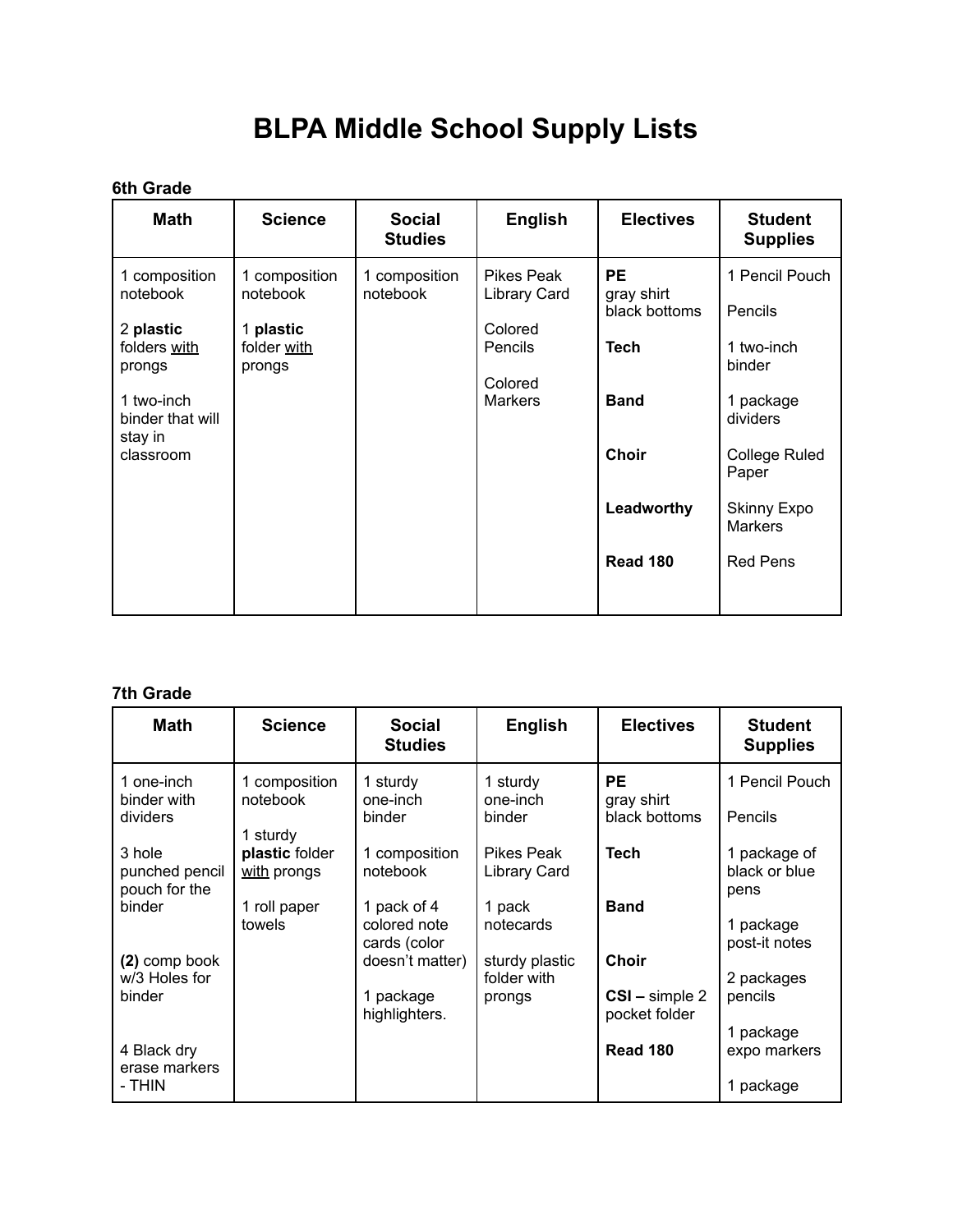# BLPA Middle School Supply Lists

**6th Grade**

| Math | Science | Social Studies | English | Electives | Student Supplies |
|---|---|---|---|---|---|
| 1 composition notebook<br><br>2 **plastic** folders with prongs<br><br>1 two-inch binder that will stay in classroom | 1 composition notebook<br><br>1 **plastic** folder with prongs | 1 composition notebook | Pikes Peak Library Card<br><br>Colored Pencils<br><br>Colored Markers | **PE**<br>gray shirt<br>black bottoms<br><br>**Tech**<br><br>**Band**<br><br>**Choir**<br><br>**Leadworthy**<br><br>**Read 180** | 1 Pencil Pouch<br><br>Pencils<br><br>1 two-inch binder<br><br>1 package dividers<br><br>College Ruled Paper<br><br>Skinny Expo Markers<br><br>Red Pens |

**7th Grade**

| Math | Science | Social Studies | English | Electives | Student Supplies |
|---|---|---|---|---|---|
| 1 one-inch binder with dividers<br><br>3 hole punched pencil pouch for the binder<br><br>**(2)** comp book w/3 Holes for binder<br><br>4 Black dry erase markers - THIN | 1 composition notebook<br><br>1 sturdy **plastic** folder with prongs<br><br>1 roll paper towels | 1 sturdy one-inch binder<br><br>1 composition notebook<br><br>1 pack of 4 colored note cards (color doesn't matter)<br><br>1 package highlighters. | 1 sturdy one-inch binder<br><br>Pikes Peak Library Card<br><br>1 pack notecards<br><br>sturdy plastic folder with prongs | **PE**<br>gray shirt<br>black bottoms<br><br>**Tech**<br><br>**Band**<br><br>**Choir**<br><br>**CSI –** simple 2 pocket folder<br><br>**Read 180** | 1 Pencil Pouch<br><br>Pencils<br><br>1 package of black or blue pens<br><br>1 package post-it notes<br><br>2 packages pencils<br><br>1 package expo markers<br><br>1 package |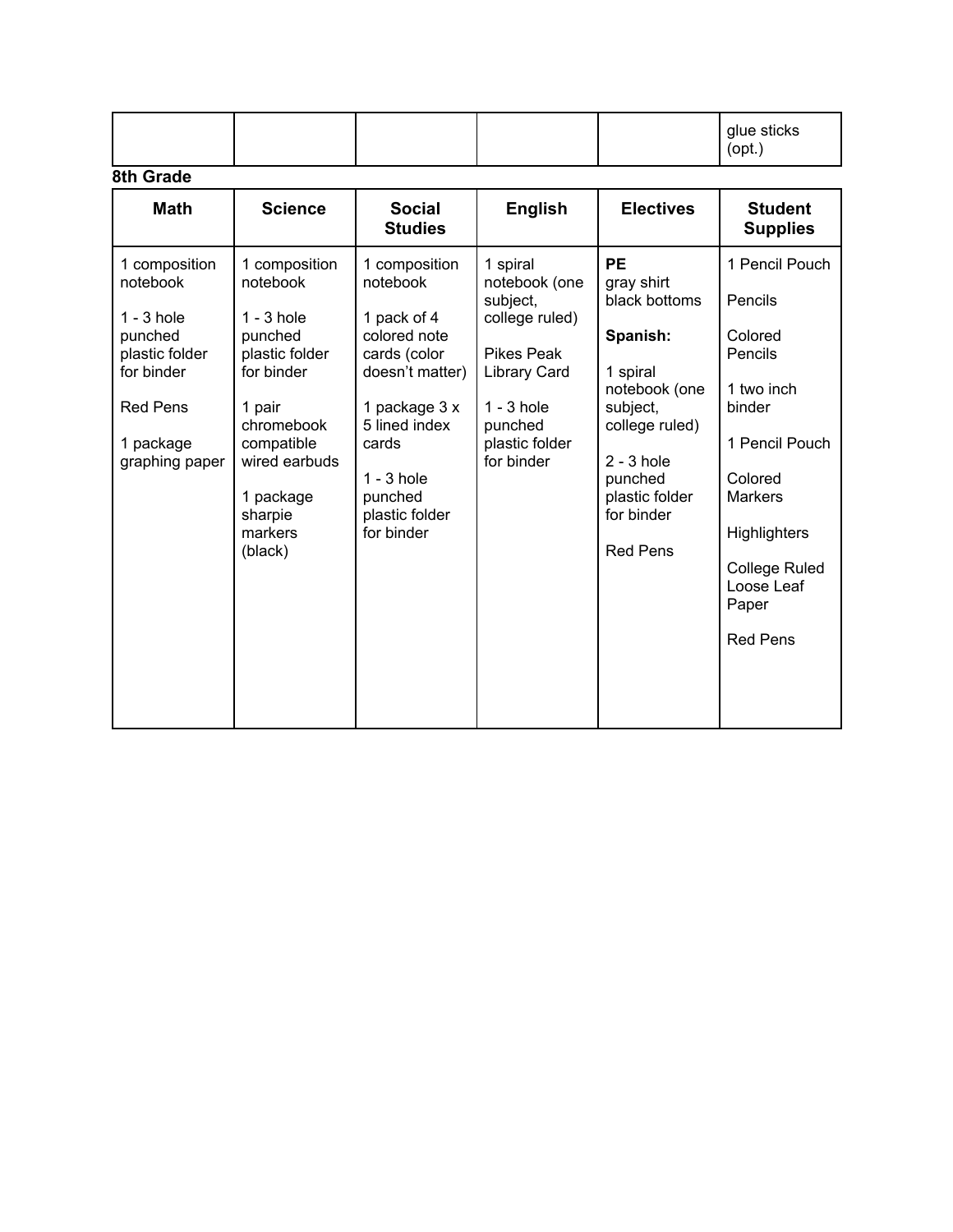| | | | | | |
|---|---|---|---|---|---|
| | | | | | glue sticks (opt.) |

**8th Grade**

| Math | Science | Social Studies | English | Electives | Student Supplies |
|---|---|---|---|---|---|
| 1 composition notebook<br><br>1 - 3 hole punched plastic folder for binder<br><br>Red Pens<br><br>1 package graphing paper | 1 composition notebook<br><br>1 - 3 hole punched plastic folder for binder<br><br>1 pair chromebook compatible wired earbuds<br><br>1 package sharpie markers (black) | 1 composition notebook<br><br>1 pack of 4 colored note cards (color doesn't matter)<br><br>1 package 3 x 5 lined index cards<br><br>1 - 3 hole punched plastic folder for binder | 1 spiral notebook (one subject, college ruled)<br><br>Pikes Peak Library Card<br><br>1 - 3 hole punched plastic folder for binder | **PE**<br>gray shirt<br>black bottoms<br><br>**Spanish:**<br><br>1 spiral notebook (one subject, college ruled)<br><br>2 - 3 hole punched plastic folder for binder<br><br>Red Pens | 1 Pencil Pouch<br><br>Pencils<br><br>Colored Pencils<br><br>1 two inch binder<br><br>1 Pencil Pouch<br><br>Colored Markers<br><br>Highlighters<br><br>College Ruled Loose Leaf Paper<br><br>Red Pens |